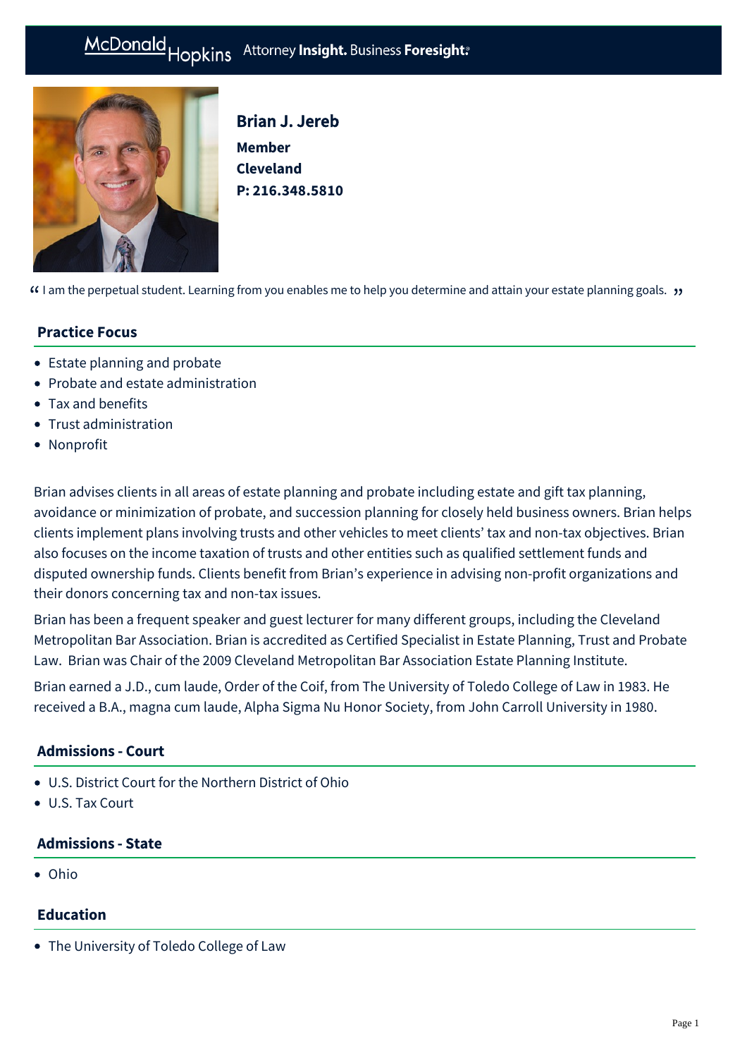McDonald Hopkins Attorney **Insight.** Business **Foresight.**

# Brian J. Jereb

**Member**
**Cleveland**
**P: 216.348.5810**

“ I am the perpetual student. Learning from you enables me to help you determine and attain your estate planning goals. ”

## Practice Focus

- Estate planning and probate
- Probate and estate administration
- Tax and benefits
- Trust administration
- Nonprofit

Brian advises clients in all areas of estate planning and probate including estate and gift tax planning, avoidance or minimization of probate, and succession planning for closely held business owners. Brian helps clients implement plans involving trusts and other vehicles to meet clients’ tax and non-tax objectives. Brian also focuses on the income taxation of trusts and other entities such as qualified settlement funds and disputed ownership funds. Clients benefit from Brian’s experience in advising non-profit organizations and their donors concerning tax and non-tax issues.

Brian has been a frequent speaker and guest lecturer for many different groups, including the Cleveland Metropolitan Bar Association. Brian is accredited as Certified Specialist in Estate Planning, Trust and Probate Law. Brian was Chair of the 2009 Cleveland Metropolitan Bar Association Estate Planning Institute.

Brian earned a J.D., cum laude, Order of the Coif, from The University of Toledo College of Law in 1983. He received a B.A., magna cum laude, Alpha Sigma Nu Honor Society, from John Carroll University in 1980.

## Admissions - Court

- U.S. District Court for the Northern District of Ohio
- U.S. Tax Court

## Admissions - State

- Ohio

## Education

- The University of Toledo College of Law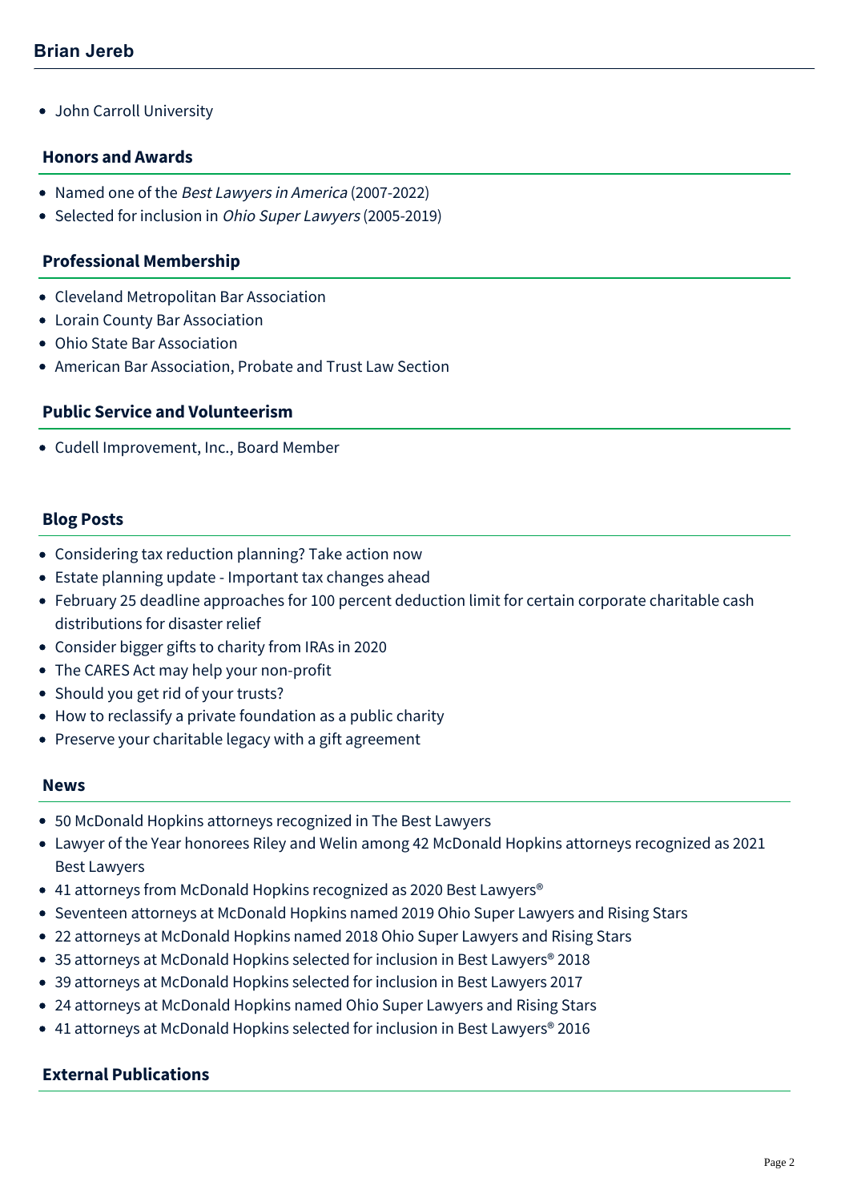- John Carroll University

## Honors and Awards

- Named one of the *Best Lawyers in America* (2007-2022)
- Selected for inclusion in *Ohio Super Lawyers* (2005-2019)

## Professional Membership

- Cleveland Metropolitan Bar Association
- Lorain County Bar Association
- Ohio State Bar Association
- American Bar Association, Probate and Trust Law Section

## Public Service and Volunteerism

- Cudell Improvement, Inc., Board Member

## Blog Posts

- Considering tax reduction planning? Take action now
- Estate planning update - Important tax changes ahead
- February 25 deadline approaches for 100 percent deduction limit for certain corporate charitable cash distributions for disaster relief
- Consider bigger gifts to charity from IRAs in 2020
- The CARES Act may help your non-profit
- Should you get rid of your trusts?
- How to reclassify a private foundation as a public charity
- Preserve your charitable legacy with a gift agreement

## News

- 50 McDonald Hopkins attorneys recognized in The Best Lawyers
- Lawyer of the Year honorees Riley and Welin among 42 McDonald Hopkins attorneys recognized as 2021 Best Lawyers
- 41 attorneys from McDonald Hopkins recognized as 2020 Best Lawyers®
- Seventeen attorneys at McDonald Hopkins named 2019 Ohio Super Lawyers and Rising Stars
- 22 attorneys at McDonald Hopkins named 2018 Ohio Super Lawyers and Rising Stars
- 35 attorneys at McDonald Hopkins selected for inclusion in Best Lawyers® 2018
- 39 attorneys at McDonald Hopkins selected for inclusion in Best Lawyers 2017
- 24 attorneys at McDonald Hopkins named Ohio Super Lawyers and Rising Stars
- 41 attorneys at McDonald Hopkins selected for inclusion in Best Lawyers® 2016

## External Publications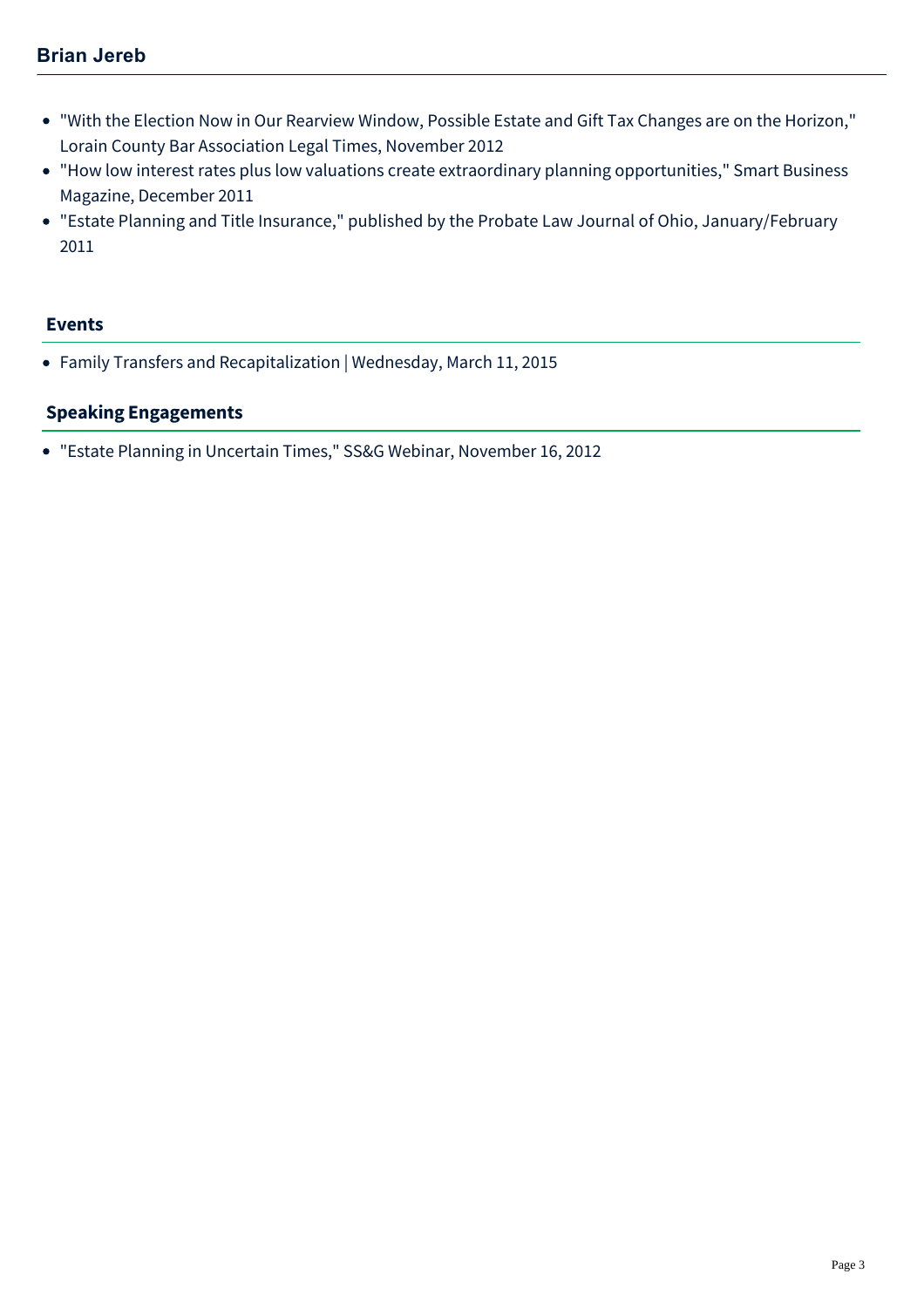- "With the Election Now in Our Rearview Window, Possible Estate and Gift Tax Changes are on the Horizon," Lorain County Bar Association Legal Times, November 2012
- "How low interest rates plus low valuations create extraordinary planning opportunities," Smart Business Magazine, December 2011
- "Estate Planning and Title Insurance," published by the Probate Law Journal of Ohio, January/February 2011

## Events

- Family Transfers and Recapitalization | Wednesday, March 11, 2015

## Speaking Engagements

- "Estate Planning in Uncertain Times," SS&G Webinar, November 16, 2012